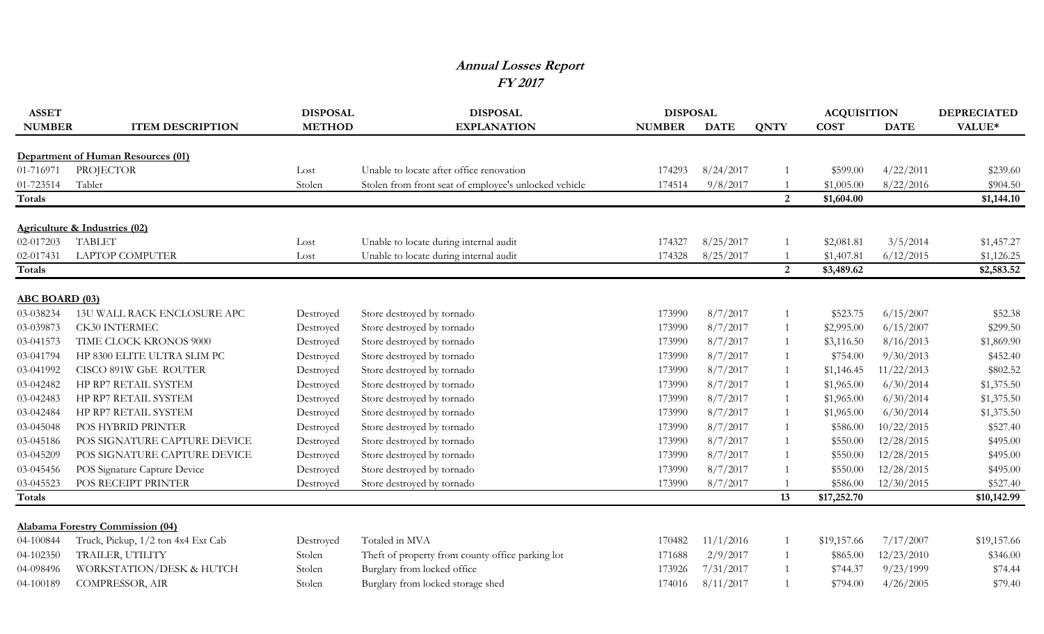# *Annual Losses Report*
## *FY 2017*

| ASSET NUMBER | ITEM DESCRIPTION | DISPOSAL METHOD | DISPOSAL EXPLANATION | DISPOSAL NUMBER | DISPOSAL DATE | QNTY | ACQUISITION COST | ACQUISITION DATE | DEPRECIATED VALUE* |
|---|---|---|---|---|---|---|---|---|---|
| **Department of Human Resources (01)** | | | | | | | | | |
| 01-716971 | PROJECTOR | Lost | Unable to locate after office renovation | 174293 | 8/24/2017 | 1 | $599.00 | 4/22/2011 | $239.60 |
| 01-723514 | Tablet | Stolen | Stolen from front seat of employee's unlocked vehicle | 174514 | 9/8/2017 | 1 | $1,005.00 | 8/22/2016 | $904.50 |
| **Totals** | | | | | | **2** | **$1,604.00** | | **$1,144.10** |
| **Agriculture & Industries (02)** | | | | | | | | | |
| 02-017203 | TABLET | Lost | Unable to locate during internal audit | 174327 | 8/25/2017 | 1 | $2,081.81 | 3/5/2014 | $1,457.27 |
| 02-017431 | LAPTOP COMPUTER | Lost | Unable to locate during internal audit | 174328 | 8/25/2017 | 1 | $1,407.81 | 6/12/2015 | $1,126.25 |
| **Totals** | | | | | | **2** | **$3,489.62** | | **$2,583.52** |
| **ABC BOARD (03)** | | | | | | | | | |
| 03-038234 | 13U WALL RACK ENCLOSURE APC | Destroyed | Store destroyed by tornado | 173990 | 8/7/2017 | 1 | $523.75 | 6/15/2007 | $52.38 |
| 03-039873 | CK30 INTERMEC | Destroyed | Store destroyed by tornado | 173990 | 8/7/2017 | 1 | $2,995.00 | 6/15/2007 | $299.50 |
| 03-041573 | TIME CLOCK KRONOS 9000 | Destroyed | Store destroyed by tornado | 173990 | 8/7/2017 | 1 | $3,116.50 | 8/16/2013 | $1,869.90 |
| 03-041794 | HP 8300 ELITE ULTRA SLIM PC | Destroyed | Store destroyed by tornado | 173990 | 8/7/2017 | 1 | $754.00 | 9/30/2013 | $452.40 |
| 03-041992 | CISCO 891W GbE ROUTER | Destroyed | Store destroyed by tornado | 173990 | 8/7/2017 | 1 | $1,146.45 | 11/22/2013 | $802.52 |
| 03-042482 | HP RP7 RETAIL SYSTEM | Destroyed | Store destroyed by tornado | 173990 | 8/7/2017 | 1 | $1,965.00 | 6/30/2014 | $1,375.50 |
| 03-042483 | HP RP7 RETAIL SYSTEM | Destroyed | Store destroyed by tornado | 173990 | 8/7/2017 | 1 | $1,965.00 | 6/30/2014 | $1,375.50 |
| 03-042484 | HP RP7 RETAIL SYSTEM | Destroyed | Store destroyed by tornado | 173990 | 8/7/2017 | 1 | $1,965.00 | 6/30/2014 | $1,375.50 |
| 03-045048 | POS HYBRID PRINTER | Destroyed | Store destroyed by tornado | 173990 | 8/7/2017 | 1 | $586.00 | 10/22/2015 | $527.40 |
| 03-045186 | POS SIGNATURE CAPTURE DEVICE | Destroyed | Store destroyed by tornado | 173990 | 8/7/2017 | 1 | $550.00 | 12/28/2015 | $495.00 |
| 03-045209 | POS SIGNATURE CAPTURE DEVICE | Destroyed | Store destroyed by tornado | 173990 | 8/7/2017 | 1 | $550.00 | 12/28/2015 | $495.00 |
| 03-045456 | POS Signature Capture Device | Destroyed | Store destroyed by tornado | 173990 | 8/7/2017 | 1 | $550.00 | 12/28/2015 | $495.00 |
| 03-045523 | POS RECEIPT PRINTER | Destroyed | Store destroyed by tornado | 173990 | 8/7/2017 | 1 | $586.00 | 12/30/2015 | $527.40 |
| **Totals** | | | | | | **13** | **$17,252.70** | | **$10,142.99** |
| **Alabama Forestry Commission (04)** | | | | | | | | | |
| 04-100844 | Truck, Pickup, 1/2 ton 4x4 Ext Cab | Destroyed | Totaled in MVA | 170482 | 11/1/2016 | 1 | $19,157.66 | 7/17/2007 | $19,157.66 |
| 04-102350 | TRAILER, UTILITY | Stolen | Theft of property from county office parking lot | 171688 | 2/9/2017 | 1 | $865.00 | 12/23/2010 | $346.00 |
| 04-098496 | WORKSTATION/DESK & HUTCH | Stolen | Burglary from locked office | 173926 | 7/31/2017 | 1 | $744.37 | 9/23/1999 | $74.44 |
| 04-100189 | COMPRESSOR, AIR | Stolen | Burglary from locked storage shed | 174016 | 8/11/2017 | 1 | $794.00 | 4/26/2005 | $79.40 |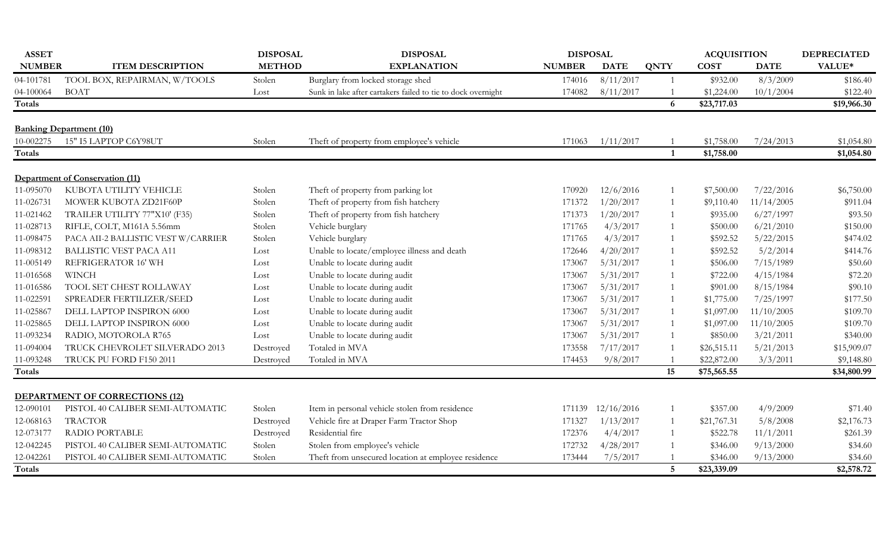| ASSET NUMBER | ITEM DESCRIPTION | DISPOSAL METHOD | DISPOSAL EXPLANATION | DISPOSAL NUMBER | DISPOSAL DATE | QNTY | ACQUISITION COST | ACQUISITION DATE | DEPRECIATED VALUE* |
|---|---|---|---|---|---|---|---|---|---|
| 04-101781 | TOOL BOX, REPAIRMAN, W/TOOLS | Stolen | Burglary from locked storage shed | 174016 | 8/11/2017 | 1 | $932.00 | 8/3/2009 | $186.40 |
| 04-100064 | BOAT | Lost | Sunk in lake after cartakers failed to tie to dock overnight | 174082 | 8/11/2017 | 1 | $1,224.00 | 10/1/2004 | $122.40 |
| **Totals** | | | | | | **6** | **$23,717.03** | | **$19,966.30** |
| **Banking Department (10)** | | | | | | | | | |
| 10-002275 | 15" I5 LAPTOP C6Y98UT | Stolen | Theft of property from employee's vehicle | 171063 | 1/11/2017 | 1 | $1,758.00 | 7/24/2013 | $1,054.80 |
| **Totals** | | | | | | **1** | **$1,758.00** | | **$1,054.80** |
| **Department of Conservation (11)** | | | | | | | | | |
| 11-095070 | KUBOTA UTILITY VEHICLE | Stolen | Theft of property from parking lot | 170920 | 12/6/2016 | 1 | $7,500.00 | 7/22/2016 | $6,750.00 |
| 11-026731 | MOWER KUBOTA ZD21F60P | Stolen | Theft of property from fish hatchery | 171372 | 1/20/2017 | 1 | $9,110.40 | 11/14/2005 | $911.04 |
| 11-021462 | TRAILER UTILITY 77"X10' (F35) | Stolen | Theft of property from fish hatchery | 171373 | 1/20/2017 | 1 | $935.00 | 6/27/1997 | $93.50 |
| 11-028713 | RIFLE, COLT, M161A 5.56mm | Stolen | Vehicle burglary | 171765 | 4/3/2017 | 1 | $500.00 | 6/21/2010 | $150.00 |
| 11-098475 | PACA AII-2 BALLISTIC VEST W/CARRIER | Stolen | Vehicle burglary | 171765 | 4/3/2017 | 1 | $592.52 | 5/22/2015 | $474.02 |
| 11-098312 | BALLISTIC VEST PACA A11 | Lost | Unable to locate/employee illness and death | 172646 | 4/20/2017 | 1 | $592.52 | 5/2/2014 | $414.76 |
| 11-005149 | REFRIGERATOR 16' WH | Lost | Unable to locate during audit | 173067 | 5/31/2017 | 1 | $506.00 | 7/15/1989 | $50.60 |
| 11-016568 | WINCH | Lost | Unable to locate during audit | 173067 | 5/31/2017 | 1 | $722.00 | 4/15/1984 | $72.20 |
| 11-016586 | TOOL SET CHEST ROLLAWAY | Lost | Unable to locate during audit | 173067 | 5/31/2017 | 1 | $901.00 | 8/15/1984 | $90.10 |
| 11-022591 | SPREADER FERTILIZER/SEED | Lost | Unable to locate during audit | 173067 | 5/31/2017 | 1 | $1,775.00 | 7/25/1997 | $177.50 |
| 11-025867 | DELL LAPTOP INSPIRON 6000 | Lost | Unable to locate during audit | 173067 | 5/31/2017 | 1 | $1,097.00 | 11/10/2005 | $109.70 |
| 11-025865 | DELL LAPTOP INSPIRON 6000 | Lost | Unable to locate during audit | 173067 | 5/31/2017 | 1 | $1,097.00 | 11/10/2005 | $109.70 |
| 11-093234 | RADIO, MOTOROLA R765 | Lost | Unable to locate during audit | 173067 | 5/31/2017 | 1 | $850.00 | 3/21/2011 | $340.00 |
| 11-094004 | TRUCK CHEVROLET SILVERADO 2013 | Destroyed | Totaled in MVA | 173558 | 7/17/2017 | 1 | $26,515.11 | 5/21/2013 | $15,909.07 |
| 11-093248 | TRUCK PU FORD F150 2011 | Destroyed | Totaled in MVA | 174453 | 9/8/2017 | 1 | $22,872.00 | 3/3/2011 | $9,148.80 |
| **Totals** | | | | | | **15** | **$75,565.55** | | **$34,800.99** |
| **DEPARTMENT OF CORRECTIONS (12)** | | | | | | | | | |
| 12-090101 | PISTOL 40 CALIBER SEMI-AUTOMATIC | Stolen | Item in personal vehicle stolen from residence | 171139 | 12/16/2016 | 1 | $357.00 | 4/9/2009 | $71.40 |
| 12-068163 | TRACTOR | Destroyed | Vehicle fire at Draper Farm Tractor Shop | 171327 | 1/13/2017 | 1 | $21,767.31 | 5/8/2008 | $2,176.73 |
| 12-073177 | RADIO PORTABLE | Destroyed | Residential fire | 172376 | 4/4/2017 | 1 | $522.78 | 11/1/2011 | $261.39 |
| 12-042245 | PISTOL 40 CALIBER SEMI-AUTOMATIC | Stolen | Stolen from employee's vehicle | 172732 | 4/28/2017 | 1 | $346.00 | 9/13/2000 | $34.60 |
| 12-042261 | PISTOL 40 CALIBER SEMI-AUTOMATIC | Stolen | Theft from unsecured location at employee residence | 173444 | 7/5/2017 | 1 | $346.00 | 9/13/2000 | $34.60 |
| **Totals** | | | | | | **5** | **$23,339.09** | | **$2,578.72** |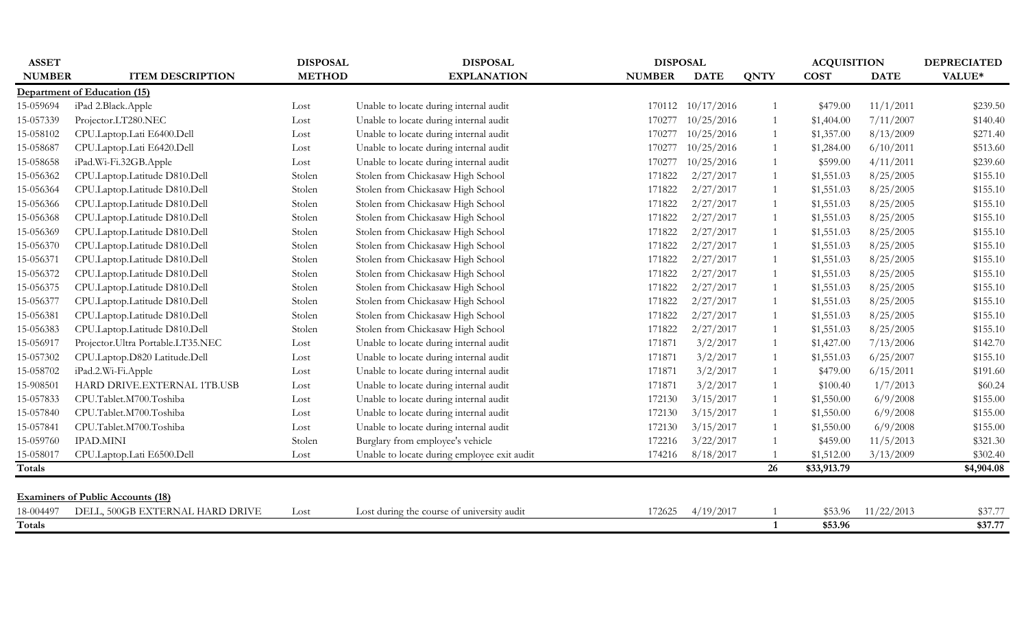| ASSET NUMBER | ITEM DESCRIPTION | DISPOSAL METHOD | DISPOSAL EXPLANATION | DISPOSAL NUMBER | DISPOSAL DATE | QNTY | ACQUISITION COST | ACQUISITION DATE | DEPRECIATED VALUE* |
|---|---|---|---|---|---|---|---|---|---|
| **Department of Education (15)** | | | | | | | | | |
| 15-059694 | iPad 2.Black.Apple | Lost | Unable to locate during internal audit | 170112 | 10/17/2016 | 1 | $479.00 | 11/1/2011 | $239.50 |
| 15-057339 | Projector.LT280.NEC | Lost | Unable to locate during internal audit | 170277 | 10/25/2016 | 1 | $1,404.00 | 7/11/2007 | $140.40 |
| 15-058102 | CPU.Laptop.Lati E6400.Dell | Lost | Unable to locate during internal audit | 170277 | 10/25/2016 | 1 | $1,357.00 | 8/13/2009 | $271.40 |
| 15-058687 | CPU.Laptop.Lati E6420.Dell | Lost | Unable to locate during internal audit | 170277 | 10/25/2016 | 1 | $1,284.00 | 6/10/2011 | $513.60 |
| 15-058658 | iPad.Wi-Fi.32GB.Apple | Lost | Unable to locate during internal audit | 170277 | 10/25/2016 | 1 | $599.00 | 4/11/2011 | $239.60 |
| 15-056362 | CPU.Laptop.Latitude D810.Dell | Stolen | Stolen from Chickasaw High School | 171822 | 2/27/2017 | 1 | $1,551.03 | 8/25/2005 | $155.10 |
| 15-056364 | CPU.Laptop.Latitude D810.Dell | Stolen | Stolen from Chickasaw High School | 171822 | 2/27/2017 | 1 | $1,551.03 | 8/25/2005 | $155.10 |
| 15-056366 | CPU.Laptop.Latitude D810.Dell | Stolen | Stolen from Chickasaw High School | 171822 | 2/27/2017 | 1 | $1,551.03 | 8/25/2005 | $155.10 |
| 15-056368 | CPU.Laptop.Latitude D810.Dell | Stolen | Stolen from Chickasaw High School | 171822 | 2/27/2017 | 1 | $1,551.03 | 8/25/2005 | $155.10 |
| 15-056369 | CPU.Laptop.Latitude D810.Dell | Stolen | Stolen from Chickasaw High School | 171822 | 2/27/2017 | 1 | $1,551.03 | 8/25/2005 | $155.10 |
| 15-056370 | CPU.Laptop.Latitude D810.Dell | Stolen | Stolen from Chickasaw High School | 171822 | 2/27/2017 | 1 | $1,551.03 | 8/25/2005 | $155.10 |
| 15-056371 | CPU.Laptop.Latitude D810.Dell | Stolen | Stolen from Chickasaw High School | 171822 | 2/27/2017 | 1 | $1,551.03 | 8/25/2005 | $155.10 |
| 15-056372 | CPU.Laptop.Latitude D810.Dell | Stolen | Stolen from Chickasaw High School | 171822 | 2/27/2017 | 1 | $1,551.03 | 8/25/2005 | $155.10 |
| 15-056375 | CPU.Laptop.Latitude D810.Dell | Stolen | Stolen from Chickasaw High School | 171822 | 2/27/2017 | 1 | $1,551.03 | 8/25/2005 | $155.10 |
| 15-056377 | CPU.Laptop.Latitude D810.Dell | Stolen | Stolen from Chickasaw High School | 171822 | 2/27/2017 | 1 | $1,551.03 | 8/25/2005 | $155.10 |
| 15-056381 | CPU.Laptop.Latitude D810.Dell | Stolen | Stolen from Chickasaw High School | 171822 | 2/27/2017 | 1 | $1,551.03 | 8/25/2005 | $155.10 |
| 15-056383 | CPU.Laptop.Latitude D810.Dell | Stolen | Stolen from Chickasaw High School | 171822 | 2/27/2017 | 1 | $1,551.03 | 8/25/2005 | $155.10 |
| 15-056917 | Projector.Ultra Portable.LT35.NEC | Lost | Unable to locate during internal audit | 171871 | 3/2/2017 | 1 | $1,427.00 | 7/13/2006 | $142.70 |
| 15-057302 | CPU.Laptop.D820 Latitude.Dell | Lost | Unable to locate during internal audit | 171871 | 3/2/2017 | 1 | $1,551.03 | 6/25/2007 | $155.10 |
| 15-058702 | iPad.2.Wi-Fi.Apple | Lost | Unable to locate during internal audit | 171871 | 3/2/2017 | 1 | $479.00 | 6/15/2011 | $191.60 |
| 15-908501 | HARD DRIVE.EXTERNAL 1TB.USB | Lost | Unable to locate during internal audit | 171871 | 3/2/2017 | 1 | $100.40 | 1/7/2013 | $60.24 |
| 15-057833 | CPU.Tablet.M700.Toshiba | Lost | Unable to locate during internal audit | 172130 | 3/15/2017 | 1 | $1,550.00 | 6/9/2008 | $155.00 |
| 15-057840 | CPU.Tablet.M700.Toshiba | Lost | Unable to locate during internal audit | 172130 | 3/15/2017 | 1 | $1,550.00 | 6/9/2008 | $155.00 |
| 15-057841 | CPU.Tablet.M700.Toshiba | Lost | Unable to locate during internal audit | 172130 | 3/15/2017 | 1 | $1,550.00 | 6/9/2008 | $155.00 |
| 15-059760 | IPAD.MINI | Stolen | Burglary from employee's vehicle | 172216 | 3/22/2017 | 1 | $459.00 | 11/5/2013 | $321.30 |
| 15-058017 | CPU.Laptop.Lati E6500.Dell | Lost | Unable to locate during employee exit audit | 174216 | 8/18/2017 | 1 | $1,512.00 | 3/13/2009 | $302.40 |
| **Totals** | | | | | | **26** | **$33,913.79** | | **$4,904.08** |
| **Examiners of Public Accounts (18)** | | | | | | | | | |
| 18-004497 | DELL, 500GB EXTERNAL HARD DRIVE | Lost | Lost during the course of university audit | 172625 | 4/19/2017 | 1 | $53.96 | 11/22/2013 | $37.77 |
| **Totals** | | | | | | **1** | **$53.96** | | **$37.77** |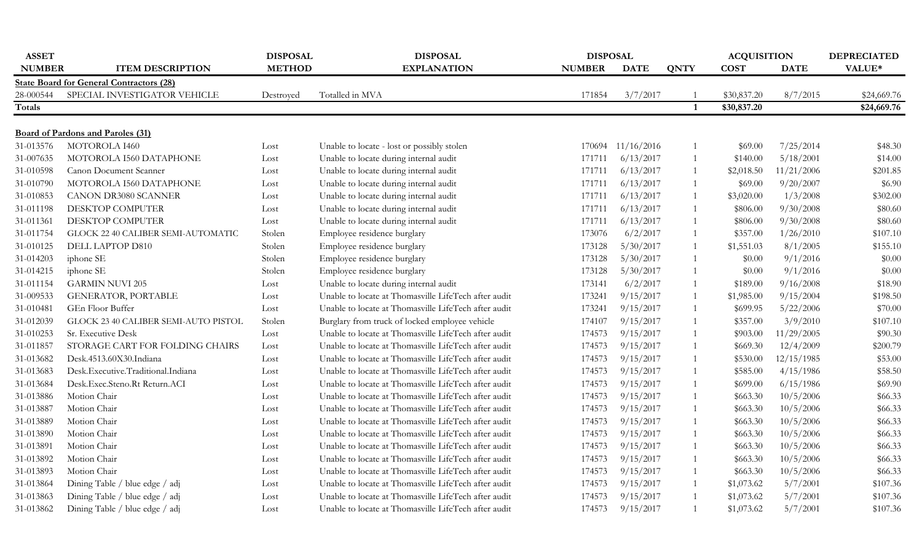| ASSET NUMBER | ITEM DESCRIPTION | DISPOSAL METHOD | DISPOSAL EXPLANATION | DISPOSAL NUMBER | DISPOSAL DATE | QNTY | ACQUISITION COST | ACQUISITION DATE | DEPRECIATED VALUE* |
|---|---|---|---|---|---|---|---|---|---|
| **State Board for General Contractors (28)** | | | | | | | | | |
| 28-000544 | SPECIAL INVESTIGATOR VEHICLE | Destroyed | Totalled in MVA | 171854 | 3/7/2017 | 1 | $30,837.20 | 8/7/2015 | $24,669.76 |
| **Totals** | | | | | | **1** | **$30,837.20** | | **$24,669.76** |
| | | | | | | | | | |
| **Board of Pardons and Paroles (31)** | | | | | | | | | |
| 31-013576 | MOTOROLA I460 | Lost | Unable to locate - lost or possibly stolen | 170694 | 11/16/2016 | 1 | $69.00 | 7/25/2014 | $48.30 |
| 31-007635 | MOTOROLA I560 DATAPHONE | Lost | Unable to locate during internal audit | 171711 | 6/13/2017 | 1 | $140.00 | 5/18/2001 | $14.00 |
| 31-010598 | Canon Document Scanner | Lost | Unable to locate during internal audit | 171711 | 6/13/2017 | 1 | $2,018.50 | 11/21/2006 | $201.85 |
| 31-010790 | MOTOROLA I560 DATAPHONE | Lost | Unable to locate during internal audit | 171711 | 6/13/2017 | 1 | $69.00 | 9/20/2007 | $6.90 |
| 31-010853 | CANON DR3080 SCANNER | Lost | Unable to locate during internal audit | 171711 | 6/13/2017 | 1 | $3,020.00 | 1/3/2008 | $302.00 |
| 31-011198 | DESKTOP COMPUTER | Lost | Unable to locate during internal audit | 171711 | 6/13/2017 | 1 | $806.00 | 9/30/2008 | $80.60 |
| 31-011361 | DESKTOP COMPUTER | Lost | Unable to locate during internal audit | 171711 | 6/13/2017 | 1 | $806.00 | 9/30/2008 | $80.60 |
| 31-011754 | GLOCK 22 40 CALIBER SEMI-AUTOMATIC | Stolen | Employee residence burglary | 173076 | 6/2/2017 | 1 | $357.00 | 1/26/2010 | $107.10 |
| 31-010125 | DELL LAPTOP D810 | Stolen | Employee residence burglary | 173128 | 5/30/2017 | 1 | $1,551.03 | 8/1/2005 | $155.10 |
| 31-014203 | iphone SE | Stolen | Employee residence burglary | 173128 | 5/30/2017 | 1 | $0.00 | 9/1/2016 | $0.00 |
| 31-014215 | iphone SE | Stolen | Employee residence burglary | 173128 | 5/30/2017 | 1 | $0.00 | 9/1/2016 | $0.00 |
| 31-011154 | GARMIN NUVI 205 | Lost | Unable to locate during internal audit | 173141 | 6/2/2017 | 1 | $189.00 | 9/16/2008 | $18.90 |
| 31-009533 | GENERATOR, PORTABLE | Lost | Unable to locate at Thomasville LifeTech after audit | 173241 | 9/15/2017 | 1 | $1,985.00 | 9/15/2004 | $198.50 |
| 31-010481 | GEn Floor Buffer | Lost | Unable to locate at Thomasville LifeTech after audit | 173241 | 9/15/2017 | 1 | $699.95 | 5/22/2006 | $70.00 |
| 31-012039 | GLOCK 23 40 CALIBER SEMI-AUTO PISTOL | Stolen | Burglary from truck of locked employee vehicle | 174107 | 9/15/2017 | 1 | $357.00 | 3/9/2010 | $107.10 |
| 31-010253 | Sr. Executive Desk | Lost | Unable to locate at Thomasville LifeTech after audit | 174573 | 9/15/2017 | 1 | $903.00 | 11/29/2005 | $90.30 |
| 31-011857 | STORAGE CART FOR FOLDING CHAIRS | Lost | Unable to locate at Thomasville LifeTech after audit | 174573 | 9/15/2017 | 1 | $669.30 | 12/4/2009 | $200.79 |
| 31-013682 | Desk.4513.60X30.Indiana | Lost | Unable to locate at Thomasville LifeTech after audit | 174573 | 9/15/2017 | 1 | $530.00 | 12/15/1985 | $53.00 |
| 31-013683 | Desk.Executive.Traditional.Indiana | Lost | Unable to locate at Thomasville LifeTech after audit | 174573 | 9/15/2017 | 1 | $585.00 | 4/15/1986 | $58.50 |
| 31-013684 | Desk.Exec.Steno.Rt Return.ACI | Lost | Unable to locate at Thomasville LifeTech after audit | 174573 | 9/15/2017 | 1 | $699.00 | 6/15/1986 | $69.90 |
| 31-013886 | Motion Chair | Lost | Unable to locate at Thomasville LifeTech after audit | 174573 | 9/15/2017 | 1 | $663.30 | 10/5/2006 | $66.33 |
| 31-013887 | Motion Chair | Lost | Unable to locate at Thomasville LifeTech after audit | 174573 | 9/15/2017 | 1 | $663.30 | 10/5/2006 | $66.33 |
| 31-013889 | Motion Chair | Lost | Unable to locate at Thomasville LifeTech after audit | 174573 | 9/15/2017 | 1 | $663.30 | 10/5/2006 | $66.33 |
| 31-013890 | Motion Chair | Lost | Unable to locate at Thomasville LifeTech after audit | 174573 | 9/15/2017 | 1 | $663.30 | 10/5/2006 | $66.33 |
| 31-013891 | Motion Chair | Lost | Unable to locate at Thomasville LifeTech after audit | 174573 | 9/15/2017 | 1 | $663.30 | 10/5/2006 | $66.33 |
| 31-013892 | Motion Chair | Lost | Unable to locate at Thomasville LifeTech after audit | 174573 | 9/15/2017 | 1 | $663.30 | 10/5/2006 | $66.33 |
| 31-013893 | Motion Chair | Lost | Unable to locate at Thomasville LifeTech after audit | 174573 | 9/15/2017 | 1 | $663.30 | 10/5/2006 | $66.33 |
| 31-013864 | Dining Table / blue edge / adj | Lost | Unable to locate at Thomasville LifeTech after audit | 174573 | 9/15/2017 | 1 | $1,073.62 | 5/7/2001 | $107.36 |
| 31-013863 | Dining Table / blue edge / adj | Lost | Unable to locate at Thomasville LifeTech after audit | 174573 | 9/15/2017 | 1 | $1,073.62 | 5/7/2001 | $107.36 |
| 31-013862 | Dining Table / blue edge / adj | Lost | Unable to locate at Thomasville LifeTech after audit | 174573 | 9/15/2017 | 1 | $1,073.62 | 5/7/2001 | $107.36 |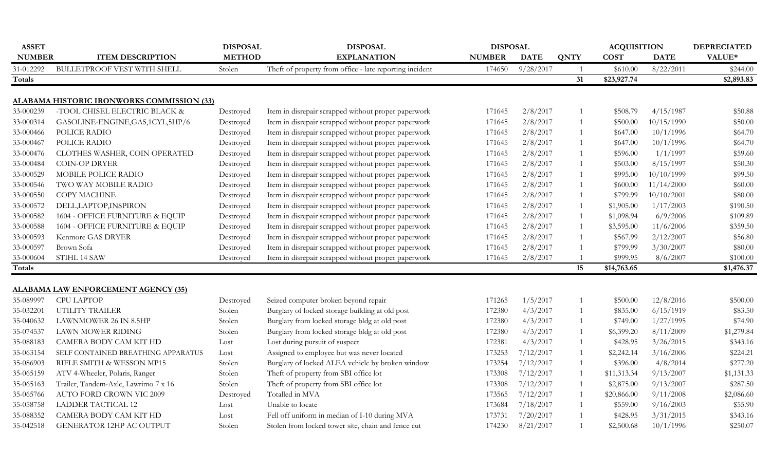| ASSET NUMBER | ITEM DESCRIPTION | DISPOSAL METHOD | DISPOSAL EXPLANATION | DISPOSAL NUMBER | DISPOSAL DATE | QNTY | ACQUISITION COST | ACQUISITION DATE | DEPRECIATED VALUE* |
|---|---|---|---|---|---|---|---|---|---|
| 31-012292 | BULLETPROOF VEST WITH SHELL | Stolen | Theft of property from office - late reporting incident | 174650 | 9/28/2017 | 1 | $610.00 | 8/22/2011 | $244.00 |
| **Totals** | | | | | | **31** | **$23,927.74** | | **$2,893.83** |
| | | | | | | | | | |
| **ALABAMA HISTORIC IRONWORKS COMMISSION (33)** | | | | | | | | | |
| 33-000239 | -TOOL CHISEL ELECTRIC BLACK & | Destroyed | Item in disrepair scrapped without proper paperwork | 171645 | 2/8/2017 | 1 | $508.79 | 4/15/1987 | $50.88 |
| 33-000314 | GASOLINE-ENGINE,GAS,1CYL,5HP/6 | Destroyed | Item in disrepair scrapped without proper paperwork | 171645 | 2/8/2017 | 1 | $500.00 | 10/15/1990 | $50.00 |
| 33-000466 | POLICE RADIO | Destroyed | Item in disrepair scrapped without proper paperwork | 171645 | 2/8/2017 | 1 | $647.00 | 10/1/1996 | $64.70 |
| 33-000467 | POLICE RADIO | Destroyed | Item in disrepair scrapped without proper paperwork | 171645 | 2/8/2017 | 1 | $647.00 | 10/1/1996 | $64.70 |
| 33-000476 | CLOTHES WASHER, COIN OPERATED | Destroyed | Item in disrepair scrapped without proper paperwork | 171645 | 2/8/2017 | 1 | $596.00 | 1/1/1997 | $59.60 |
| 33-000484 | COIN-OP DRYER | Destroyed | Item in disrepair scrapped without proper paperwork | 171645 | 2/8/2017 | 1 | $503.00 | 8/15/1997 | $50.30 |
| 33-000529 | MOBILE POLICE RADIO | Destroyed | Item in disrepair scrapped without proper paperwork | 171645 | 2/8/2017 | 1 | $995.00 | 10/10/1999 | $99.50 |
| 33-000546 | TWO WAY MOBILE RADIO | Destroyed | Item in disrepair scrapped without proper paperwork | 171645 | 2/8/2017 | 1 | $600.00 | 11/14/2000 | $60.00 |
| 33-000550 | COPY MACHINE | Destroyed | Item in disrepair scrapped without proper paperwork | 171645 | 2/8/2017 | 1 | $799.99 | 10/10/2001 | $80.00 |
| 33-000572 | DELL,LAPTOP,INSPIRON | Destroyed | Item in disrepair scrapped without proper paperwork | 171645 | 2/8/2017 | 1 | $1,905.00 | 1/17/2003 | $190.50 |
| 33-000582 | 1604 - OFFICE FURNITURE & EQUIP | Destroyed | Item in disrepair scrapped without proper paperwork | 171645 | 2/8/2017 | 1 | $1,098.94 | 6/9/2006 | $109.89 |
| 33-000588 | 1604 - OFFICE FURNITURE & EQUIP | Destroyed | Item in disrepair scrapped without proper paperwork | 171645 | 2/8/2017 | 1 | $3,595.00 | 11/6/2006 | $359.50 |
| 33-000593 | Kenmore GAS DRYER | Destroyed | Item in disrepair scrapped without proper paperwork | 171645 | 2/8/2017 | 1 | $567.99 | 2/12/2007 | $56.80 |
| 33-000597 | Brown Sofa | Destroyed | Item in disrepair scrapped without proper paperwork | 171645 | 2/8/2017 | 1 | $799.99 | 3/30/2007 | $80.00 |
| 33-000604 | STIHL 14 SAW | Destroyed | Item in disrepair scrapped without proper paperwork | 171645 | 2/8/2017 | 1 | $999.95 | 8/6/2007 | $100.00 |
| **Totals** | | | | | | **15** | **$14,763.65** | | **$1,476.37** |
| | | | | | | | | | |
| **ALABAMA LAW ENFORCEMENT AGENCY (35)** | | | | | | | | | |
| 35-089997 | CPU LAPTOP | Destroyed | Seized computer broken beyond repair | 171265 | 1/5/2017 | 1 | $500.00 | 12/8/2016 | $500.00 |
| 35-032201 | UTILITY TRAILER | Stolen | Burglary of locked storage building at old post | 172380 | 4/3/2017 | 1 | $835.00 | 6/15/1919 | $83.50 |
| 35-040632 | LAWNMOWER 26 IN 8.5HP | Stolen | Burglary from locked storage bldg at old post | 172380 | 4/3/2017 | 1 | $749.00 | 1/27/1995 | $74.90 |
| 35-074537 | LAWN MOWER RIDING | Stolen | Burglary from locked storage bldg at old post | 172380 | 4/3/2017 | 1 | $6,399.20 | 8/11/2009 | $1,279.84 |
| 35-088183 | CAMERA BODY CAM KIT HD | Lost | Lost during pursuit of suspect | 172381 | 4/3/2017 | 1 | $428.95 | 3/26/2015 | $343.16 |
| 35-063154 | SELF CONTAINED BREATHING APPARATUS | Lost | Assigned to employee but was never located | 173253 | 7/12/2017 | 1 | $2,242.14 | 3/16/2006 | $224.21 |
| 35-086903 | RIFLE SMITH & WESSON MP15 | Stolen | Burglary of locked ALEA vehicle by broken window | 173254 | 7/12/2017 | 1 | $396.00 | 4/8/2014 | $277.20 |
| 35-065159 | ATV 4-Wheeler, Polaris, Ranger | Stolen | Theft of property from SBI office lot | 173308 | 7/12/2017 | 1 | $11,313.34 | 9/13/2007 | $1,131.33 |
| 35-065163 | Trailer, Tandem-Axle, Lawrimo 7 x 16 | Stolen | Theft of property from SBI office lot | 173308 | 7/12/2017 | 1 | $2,875.00 | 9/13/2007 | $287.50 |
| 35-065766 | AUTO FORD CROWN VIC 2009 | Destroyed | Totalled in MVA | 173565 | 7/12/2017 | 1 | $20,866.00 | 9/11/2008 | $2,086.60 |
| 35-058758 | LADDER TACTICAL 12 | Lost | Unable to locate | 173684 | 7/18/2017 | 1 | $559.00 | 9/16/2003 | $55.90 |
| 35-088352 | CAMERA BODY CAM KIT HD | Lost | Fell off uniform in median of I-10 during MVA | 173731 | 7/20/2017 | 1 | $428.95 | 3/31/2015 | $343.16 |
| 35-042518 | GENERATOR 12HP AC OUTPUT | Stolen | Stolen from locked tower site, chain and fence cut | 174230 | 8/21/2017 | 1 | $2,500.68 | 10/1/1996 | $250.07 |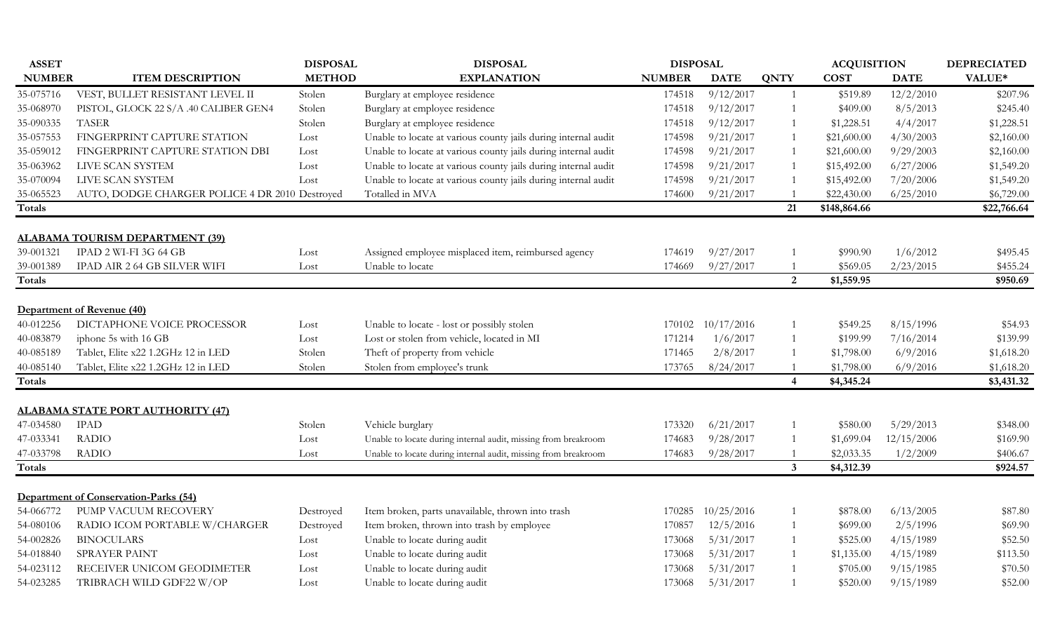| ASSET NUMBER | ITEM DESCRIPTION | DISPOSAL METHOD | DISPOSAL EXPLANATION | DISPOSAL NUMBER | DISPOSAL DATE | QNTY | ACQUISITION COST | ACQUISITION DATE | DEPRECIATED VALUE* |
|---|---|---|---|---|---|---|---|---|---|
| 35-075716 | VEST, BULLET RESISTANT LEVEL II | Stolen | Burglary at employee residence | 174518 | 9/12/2017 | 1 | $519.89 | 12/2/2010 | $207.96 |
| 35-068970 | PISTOL, GLOCK 22 S/A .40 CALIBER GEN4 | Stolen | Burglary at employee residence | 174518 | 9/12/2017 | 1 | $409.00 | 8/5/2013 | $245.40 |
| 35-090335 | TASER | Stolen | Burglary at employee residence | 174518 | 9/12/2017 | 1 | $1,228.51 | 4/4/2017 | $1,228.51 |
| 35-057553 | FINGERPRINT CAPTURE STATION | Lost | Unable to locate at various county jails during internal audit | 174598 | 9/21/2017 | 1 | $21,600.00 | 4/30/2003 | $2,160.00 |
| 35-059012 | FINGERPRINT CAPTURE STATION DBI | Lost | Unable to locate at various county jails during internal audit | 174598 | 9/21/2017 | 1 | $21,600.00 | 9/29/2003 | $2,160.00 |
| 35-063962 | LIVE SCAN SYSTEM | Lost | Unable to locate at various county jails during internal audit | 174598 | 9/21/2017 | 1 | $15,492.00 | 6/27/2006 | $1,549.20 |
| 35-070094 | LIVE SCAN SYSTEM | Lost | Unable to locate at various county jails during internal audit | 174598 | 9/21/2017 | 1 | $15,492.00 | 7/20/2006 | $1,549.20 |
| 35-065523 | AUTO, DODGE CHARGER POLICE 4 DR 2010 | Destroyed | Totalled in MVA | 174600 | 9/21/2017 | 1 | $22,430.00 | 6/25/2010 | $6,729.00 |
| **Totals** | | | | | | **21** | **$148,864.66** | | **$22,766.64** |
| | | | | | | | | | |
| **ALABAMA TOURISM DEPARTMENT (39)** | | | | | | | | | |
| 39-001321 | IPAD 2 WI-FI 3G 64 GB | Lost | Assigned employee misplaced item, reimbursed agency | 174619 | 9/27/2017 | 1 | $990.90 | 1/6/2012 | $495.45 |
| 39-001389 | IPAD AIR 2 64 GB SILVER WIFI | Lost | Unable to locate | 174669 | 9/27/2017 | 1 | $569.05 | 2/23/2015 | $455.24 |
| **Totals** | | | | | | **2** | **$1,559.95** | | **$950.69** |
| | | | | | | | | | |
| **Department of Revenue (40)** | | | | | | | | | |
| 40-012256 | DICTAPHONE VOICE PROCESSOR | Lost | Unable to locate - lost or possibly stolen | 170102 | 10/17/2016 | 1 | $549.25 | 8/15/1996 | $54.93 |
| 40-083879 | iphone 5s with 16 GB | Lost | Lost or stolen from vehicle, located in MI | 171214 | 1/6/2017 | 1 | $199.99 | 7/16/2014 | $139.99 |
| 40-085189 | Tablet, Elite x22 1.2GHz 12 in LED | Stolen | Theft of property from vehicle | 171465 | 2/8/2017 | 1 | $1,798.00 | 6/9/2016 | $1,618.20 |
| 40-085140 | Tablet, Elite x22 1.2GHz 12 in LED | Stolen | Stolen from employee's trunk | 173765 | 8/24/2017 | 1 | $1,798.00 | 6/9/2016 | $1,618.20 |
| **Totals** | | | | | | **4** | **$4,345.24** | | **$3,431.32** |
| | | | | | | | | | |
| **ALABAMA STATE PORT AUTHORITY (47)** | | | | | | | | | |
| 47-034580 | IPAD | Stolen | Vehicle burglary | 173320 | 6/21/2017 | 1 | $580.00 | 5/29/2013 | $348.00 |
| 47-033341 | RADIO | Lost | Unable to locate during internal audit, missing from breakroom | 174683 | 9/28/2017 | 1 | $1,699.04 | 12/15/2006 | $169.90 |
| 47-033798 | RADIO | Lost | Unable to locate during internal audit, missing from breakroom | 174683 | 9/28/2017 | 1 | $2,033.35 | 1/2/2009 | $406.67 |
| **Totals** | | | | | | **3** | **$4,312.39** | | **$924.57** |
| | | | | | | | | | |
| **Department of Conservation-Parks (54)** | | | | | | | | | |
| 54-066772 | PUMP VACUUM RECOVERY | Destroyed | Item broken, parts unavailable, thrown into trash | 170285 | 10/25/2016 | 1 | $878.00 | 6/13/2005 | $87.80 |
| 54-080106 | RADIO ICOM PORTABLE W/CHARGER | Destroyed | Item broken, thrown into trash by employee | 170857 | 12/5/2016 | 1 | $699.00 | 2/5/1996 | $69.90 |
| 54-002826 | BINOCULARS | Lost | Unable to locate during audit | 173068 | 5/31/2017 | 1 | $525.00 | 4/15/1989 | $52.50 |
| 54-018840 | SPRAYER PAINT | Lost | Unable to locate during audit | 173068 | 5/31/2017 | 1 | $1,135.00 | 4/15/1989 | $113.50 |
| 54-023112 | RECEIVER UNICOM GEODIMETER | Lost | Unable to locate during audit | 173068 | 5/31/2017 | 1 | $705.00 | 9/15/1985 | $70.50 |
| 54-023285 | TRIBRACH WILD GDF22 W/OP | Lost | Unable to locate during audit | 173068 | 5/31/2017 | 1 | $520.00 | 9/15/1989 | $52.00 |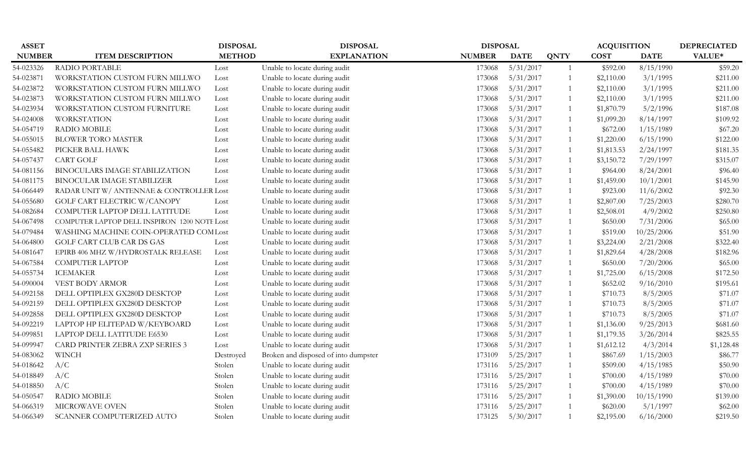| ASSET NUMBER | ITEM DESCRIPTION | DISPOSAL METHOD | DISPOSAL EXPLANATION | DISPOSAL NUMBER | DISPOSAL DATE | QNTY | ACQUISITION COST | ACQUISITION DATE | DEPRECIATED VALUE* |
|---|---|---|---|---|---|---|---|---|---|
| 54-023326 | RADIO PORTABLE | Lost | Unable to locate during audit | 173068 | 5/31/2017 | 1 | $592.00 | 8/15/1990 | $59.20 |
| 54-023871 | WORKSTATION CUSTOM FURN MILLWO | Lost | Unable to locate during audit | 173068 | 5/31/2017 | 1 | $2,110.00 | 3/1/1995 | $211.00 |
| 54-023872 | WORKSTATION CUSTOM FURN MILLWO | Lost | Unable to locate during audit | 173068 | 5/31/2017 | 1 | $2,110.00 | 3/1/1995 | $211.00 |
| 54-023873 | WORKSTATION CUSTOM FURN MILLWO | Lost | Unable to locate during audit | 173068 | 5/31/2017 | 1 | $2,110.00 | 3/1/1995 | $211.00 |
| 54-023934 | WORKSTATION CUSTOM FURNITURE | Lost | Unable to locate during audit | 173068 | 5/31/2017 | 1 | $1,870.79 | 5/2/1996 | $187.08 |
| 54-024008 | WORKSTATION | Lost | Unable to locate during audit | 173068 | 5/31/2017 | 1 | $1,099.20 | 8/14/1997 | $109.92 |
| 54-054719 | RADIO MOBILE | Lost | Unable to locate during audit | 173068 | 5/31/2017 | 1 | $672.00 | 1/15/1989 | $67.20 |
| 54-055015 | BLOWER TORO MASTER | Lost | Unable to locate during audit | 173068 | 5/31/2017 | 1 | $1,220.00 | 6/15/1990 | $122.00 |
| 54-055482 | PICKER BALL HAWK | Lost | Unable to locate during audit | 173068 | 5/31/2017 | 1 | $1,813.53 | 2/24/1997 | $181.35 |
| 54-057437 | CART GOLF | Lost | Unable to locate during audit | 173068 | 5/31/2017 | 1 | $3,150.72 | 7/29/1997 | $315.07 |
| 54-081156 | BINOCULARS IMAGE STABILIZATION | Lost | Unable to locate during audit | 173068 | 5/31/2017 | 1 | $964.00 | 8/24/2001 | $96.40 |
| 54-081175 | BINOCULAR IMAGE STABILIZER | Lost | Unable to locate during audit | 173068 | 5/31/2017 | 1 | $1,459.00 | 10/1/2001 | $145.90 |
| 54-066449 | RADAR UNIT W/ ANTENNAE & CONTROLLER | Lost | Unable to locate during audit | 173068 | 5/31/2017 | 1 | $923.00 | 11/6/2002 | $92.30 |
| 54-055680 | GOLF CART ELECTRIC W/CANOPY | Lost | Unable to locate during audit | 173068 | 5/31/2017 | 1 | $2,807.00 | 7/25/2003 | $280.70 |
| 54-082684 | COMPUTER LAPTOP DELL LATITUDE | Lost | Unable to locate during audit | 173068 | 5/31/2017 | 1 | $2,508.01 | 4/9/2002 | $250.80 |
| 54-067498 | COMPUTER LAPTOP DELL INSPIRON 1200 NOTE | Lost | Unable to locate during audit | 173068 | 5/31/2017 | 1 | $650.00 | 7/31/2006 | $65.00 |
| 54-079484 | WASHING MACHINE COIN-OPERATED COM | Lost | Unable to locate during audit | 173068 | 5/31/2017 | 1 | $519.00 | 10/25/2006 | $51.90 |
| 54-064800 | GOLF CART CLUB CAR DS GAS | Lost | Unable to locate during audit | 173068 | 5/31/2017 | 1 | $3,224.00 | 2/21/2008 | $322.40 |
| 54-081647 | EPIRB 406 MHZ W/HYDROSTALK RELEASE | Lost | Unable to locate during audit | 173068 | 5/31/2017 | 1 | $1,829.64 | 4/28/2008 | $182.96 |
| 54-067584 | COMPUTER LAPTOP | Lost | Unable to locate during audit | 173068 | 5/31/2017 | 1 | $650.00 | 7/20/2006 | $65.00 |
| 54-055734 | ICEMAKER | Lost | Unable to locate during audit | 173068 | 5/31/2017 | 1 | $1,725.00 | 6/15/2008 | $172.50 |
| 54-090004 | VEST BODY ARMOR | Lost | Unable to locate during audit | 173068 | 5/31/2017 | 1 | $652.02 | 9/16/2010 | $195.61 |
| 54-092158 | DELL OPTIPLEX GX280D DESKTOP | Lost | Unable to locate during audit | 173068 | 5/31/2017 | 1 | $710.73 | 8/5/2005 | $71.07 |
| 54-092159 | DELL OPTIPLEX GX280D DESKTOP | Lost | Unable to locate during audit | 173068 | 5/31/2017 | 1 | $710.73 | 8/5/2005 | $71.07 |
| 54-092858 | DELL OPTIPLEX GX280D DESKTOP | Lost | Unable to locate during audit | 173068 | 5/31/2017 | 1 | $710.73 | 8/5/2005 | $71.07 |
| 54-092219 | LAPTOP HP ELITEPAD W/KEYBOARD | Lost | Unable to locate during audit | 173068 | 5/31/2017 | 1 | $1,136.00 | 9/25/2013 | $681.60 |
| 54-099851 | LAPTOP DELL LATITUDE E6530 | Lost | Unable to locate during audit | 173068 | 5/31/2017 | 1 | $1,179.35 | 3/26/2014 | $825.55 |
| 54-099947 | CARD PRINTER ZEBRA ZXP SERIES 3 | Lost | Unable to locate during audit | 173068 | 5/31/2017 | 1 | $1,612.12 | 4/3/2014 | $1,128.48 |
| 54-083062 | WINCH | Destroyed | Broken and disposed of into dumpster | 173109 | 5/25/2017 | 1 | $867.69 | 1/15/2003 | $86.77 |
| 54-018642 | A/C | Stolen | Unable to locate during audit | 173116 | 5/25/2017 | 1 | $509.00 | 4/15/1985 | $50.90 |
| 54-018849 | A/C | Stolen | Unable to locate during audit | 173116 | 5/25/2017 | 1 | $700.00 | 4/15/1989 | $70.00 |
| 54-018850 | A/C | Stolen | Unable to locate during audit | 173116 | 5/25/2017 | 1 | $700.00 | 4/15/1989 | $70.00 |
| 54-050547 | RADIO MOBILE | Stolen | Unable to locate during audit | 173116 | 5/25/2017 | 1 | $1,390.00 | 10/15/1990 | $139.00 |
| 54-066319 | MICROWAVE OVEN | Stolen | Unable to locate during audit | 173116 | 5/25/2017 | 1 | $620.00 | 5/1/1997 | $62.00 |
| 54-066349 | SCANNER COMPUTERIZED AUTO | Stolen | Unable to locate during audit | 173125 | 5/30/2017 | 1 | $2,195.00 | 6/16/2000 | $219.50 |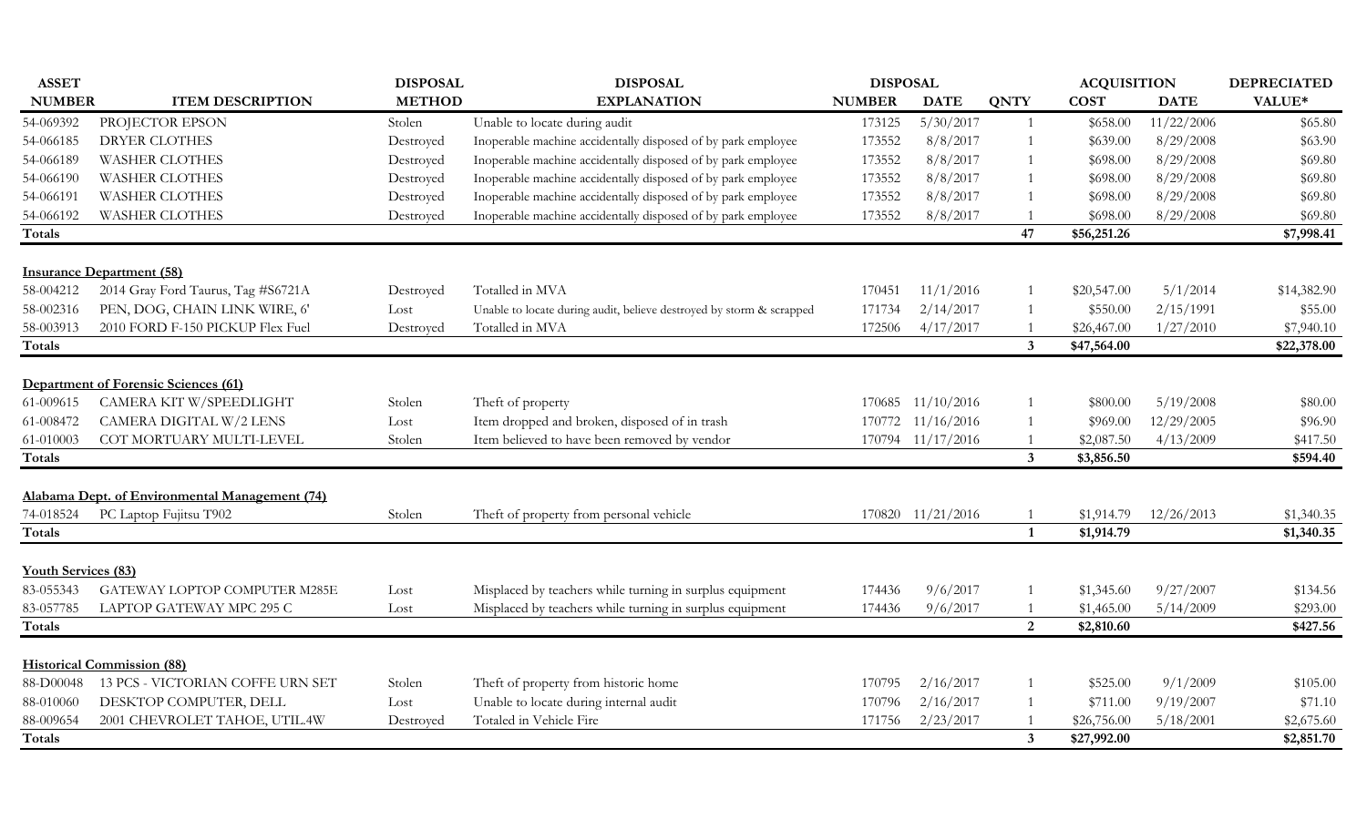| ASSET NUMBER | ITEM DESCRIPTION | DISPOSAL METHOD | DISPOSAL EXPLANATION | DISPOSAL NUMBER | DISPOSAL DATE | QNTY | ACQUISITION COST | ACQUISITION DATE | DEPRECIATED VALUE* |
|---|---|---|---|---|---|---|---|---|---|
| 54-069392 | PROJECTOR EPSON | Stolen | Unable to locate during audit | 173125 | 5/30/2017 | 1 | $658.00 | 11/22/2006 | $65.80 |
| 54-066185 | DRYER CLOTHES | Destroyed | Inoperable machine accidentally disposed of by park employee | 173552 | 8/8/2017 | 1 | $639.00 | 8/29/2008 | $63.90 |
| 54-066189 | WASHER CLOTHES | Destroyed | Inoperable machine accidentally disposed of by park employee | 173552 | 8/8/2017 | 1 | $698.00 | 8/29/2008 | $69.80 |
| 54-066190 | WASHER CLOTHES | Destroyed | Inoperable machine accidentally disposed of by park employee | 173552 | 8/8/2017 | 1 | $698.00 | 8/29/2008 | $69.80 |
| 54-066191 | WASHER CLOTHES | Destroyed | Inoperable machine accidentally disposed of by park employee | 173552 | 8/8/2017 | 1 | $698.00 | 8/29/2008 | $69.80 |
| 54-066192 | WASHER CLOTHES | Destroyed | Inoperable machine accidentally disposed of by park employee | 173552 | 8/8/2017 | 1 | $698.00 | 8/29/2008 | $69.80 |
| **Totals** | | | | | | **47** | **$56,251.26** | | **$7,998.41** |
| **Insurance Department (58)** | | | | | | | | | |
| 58-004212 | 2014 Gray Ford Taurus, Tag #S6721A | Destroyed | Totalled in MVA | 170451 | 11/1/2016 | 1 | $20,547.00 | 5/1/2014 | $14,382.90 |
| 58-002316 | PEN, DOG, CHAIN LINK WIRE, 6' | Lost | Unable to locate during audit, believe destroyed by storm & scrapped | 171734 | 2/14/2017 | 1 | $550.00 | 2/15/1991 | $55.00 |
| 58-003913 | 2010 FORD F-150 PICKUP Flex Fuel | Destroyed | Totalled in MVA | 172506 | 4/17/2017 | 1 | $26,467.00 | 1/27/2010 | $7,940.10 |
| **Totals** | | | | | | **3** | **$47,564.00** | | **$22,378.00** |
| **Department of Forensic Sciences (61)** | | | | | | | | | |
| 61-009615 | CAMERA KIT W/SPEEDLIGHT | Stolen | Theft of property | 170685 | 11/10/2016 | 1 | $800.00 | 5/19/2008 | $80.00 |
| 61-008472 | CAMERA DIGITAL W/2 LENS | Lost | Item dropped and broken, disposed of in trash | 170772 | 11/16/2016 | 1 | $969.00 | 12/29/2005 | $96.90 |
| 61-010003 | COT MORTUARY MULTI-LEVEL | Stolen | Item believed to have been removed by vendor | 170794 | 11/17/2016 | 1 | $2,087.50 | 4/13/2009 | $417.50 |
| **Totals** | | | | | | **3** | **$3,856.50** | | **$594.40** |
| **Alabama Dept. of Environmental Management (74)** | | | | | | | | | |
| 74-018524 | PC Laptop Fujitsu T902 | Stolen | Theft of property from personal vehicle | 170820 | 11/21/2016 | 1 | $1,914.79 | 12/26/2013 | $1,340.35 |
| **Totals** | | | | | | **1** | **$1,914.79** | | **$1,340.35** |
| **Youth Services (83)** | | | | | | | | | |
| 83-055343 | GATEWAY LOPTOP COMPUTER M285E | Lost | Misplaced by teachers while turning in surplus equipment | 174436 | 9/6/2017 | 1 | $1,345.60 | 9/27/2007 | $134.56 |
| 83-057785 | LAPTOP GATEWAY MPC 295 C | Lost | Misplaced by teachers while turning in surplus equipment | 174436 | 9/6/2017 | 1 | $1,465.00 | 5/14/2009 | $293.00 |
| **Totals** | | | | | | **2** | **$2,810.60** | | **$427.56** |
| **Historical Commission (88)** | | | | | | | | | |
| 88-D00048 | 13 PCS - VICTORIAN COFFE URN SET | Stolen | Theft of property from historic home | 170795 | 2/16/2017 | 1 | $525.00 | 9/1/2009 | $105.00 |
| 88-010060 | DESKTOP COMPUTER, DELL | Lost | Unable to locate during internal audit | 170796 | 2/16/2017 | 1 | $711.00 | 9/19/2007 | $71.10 |
| 88-009654 | 2001 CHEVROLET TAHOE, UTIL.4W | Destroyed | Totaled in Vehicle Fire | 171756 | 2/23/2017 | 1 | $26,756.00 | 5/18/2001 | $2,675.60 |
| **Totals** | | | | | | **3** | **$27,992.00** | | **$2,851.70** |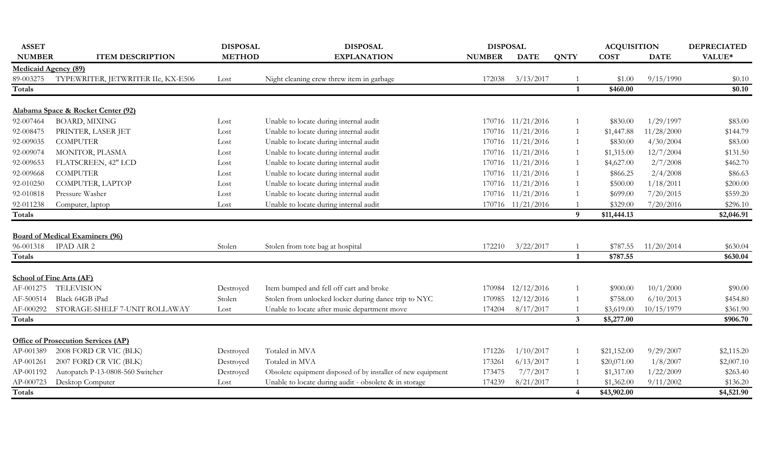| ASSET NUMBER | ITEM DESCRIPTION | DISPOSAL METHOD | DISPOSAL EXPLANATION | DISPOSAL NUMBER | DISPOSAL DATE | QNTY | ACQUISITION COST | ACQUISITION DATE | DEPRECIATED VALUE* |
|---|---|---|---|---|---|---|---|---|---|
| **Medicaid Agency (89)** | | | | | | | | | |
| 89-003275 | TYPEWRITER, JETWRITER IIe, KX-E506 | Lost | Night cleaning crew threw item in garbage | 172038 | 3/13/2017 | 1 | $1.00 | 9/15/1990 | $0.10 |
| **Totals** | | | | | | **1** | **$460.00** | | **$0.10** |
| **Alabama Space & Rocket Center (92)** | | | | | | | | | |
| 92-007464 | BOARD, MIXING | Lost | Unable to locate during internal audit | 170716 | 11/21/2016 | 1 | $830.00 | 1/29/1997 | $83.00 |
| 92-008475 | PRINTER, LASER JET | Lost | Unable to locate during internal audit | 170716 | 11/21/2016 | 1 | $1,447.88 | 11/28/2000 | $144.79 |
| 92-009035 | COMPUTER | Lost | Unable to locate during internal audit | 170716 | 11/21/2016 | 1 | $830.00 | 4/30/2004 | $83.00 |
| 92-009074 | MONITOR, PLASMA | Lost | Unable to locate during internal audit | 170716 | 11/21/2016 | 1 | $1,315.00 | 12/7/2004 | $131.50 |
| 92-009653 | FLATSCREEN, 42" LCD | Lost | Unable to locate during internal audit | 170716 | 11/21/2016 | 1 | $4,627.00 | 2/7/2008 | $462.70 |
| 92-009668 | COMPUTER | Lost | Unable to locate during internal audit | 170716 | 11/21/2016 | 1 | $866.25 | 2/4/2008 | $86.63 |
| 92-010250 | COMPUTER, LAPTOP | Lost | Unable to locate during internal audit | 170716 | 11/21/2016 | 1 | $500.00 | 1/18/2011 | $200.00 |
| 92-010818 | Pressure Washer | Lost | Unable to locate during internal audit | 170716 | 11/21/2016 | 1 | $699.00 | 7/20/2015 | $559.20 |
| 92-011238 | Computer, laptop | Lost | Unable to locate during internal audit | 170716 | 11/21/2016 | 1 | $329.00 | 7/20/2016 | $296.10 |
| **Totals** | | | | | | **9** | **$11,444.13** | | **$2,046.91** |
| **Board of Medical Examiners (96)** | | | | | | | | | |
| 96-001318 | IPAD AIR 2 | Stolen | Stolen from tote bag at hospital | 172210 | 3/22/2017 | 1 | $787.55 | 11/20/2014 | $630.04 |
| **Totals** | | | | | | **1** | **$787.55** | | **$630.04** |
| **School of Fine Arts (AF)** | | | | | | | | | |
| AF-001275 | TELEVISION | Destroyed | Item bumped and fell off cart and broke | 170984 | 12/12/2016 | 1 | $900.00 | 10/1/2000 | $90.00 |
| AF-500514 | Black 64GB iPad | Stolen | Stolen from unlocked locker during dance trip to NYC | 170985 | 12/12/2016 | 1 | $758.00 | 6/10/2013 | $454.80 |
| AF-000292 | STORAGE-SHELF 7-UNIT ROLLAWAY | Lost | Unable to locate after music department move | 174204 | 8/17/2017 | 1 | $3,619.00 | 10/15/1979 | $361.90 |
| **Totals** | | | | | | **3** | **$5,277.00** | | **$906.70** |
| **Office of Prosecution Services (AP)** | | | | | | | | | |
| AP-001389 | 2008 FORD CR VIC (BLK) | Destroyed | Totaled in MVA | 171226 | 1/10/2017 | 1 | $21,152.00 | 9/29/2007 | $2,115.20 |
| AP-001261 | 2007 FORD CR VIC (BLK) | Destroyed | Totaled in MVA | 173261 | 6/13/2017 | 1 | $20,071.00 | 1/8/2007 | $2,007.10 |
| AP-001192 | Autopatch P-13-0808-560 Switcher | Destroyed | Obsolete equipment disposed of by installer of new equipment | 173475 | 7/7/2017 | 1 | $1,317.00 | 1/22/2009 | $263.40 |
| AP-000723 | Desktop Computer | Lost | Unable to locate during audit - obsolete & in storage | 174239 | 8/21/2017 | 1 | $1,362.00 | 9/11/2002 | $136.20 |
| **Totals** | | | | | | **4** | **$43,902.00** | | **$4,521.90** |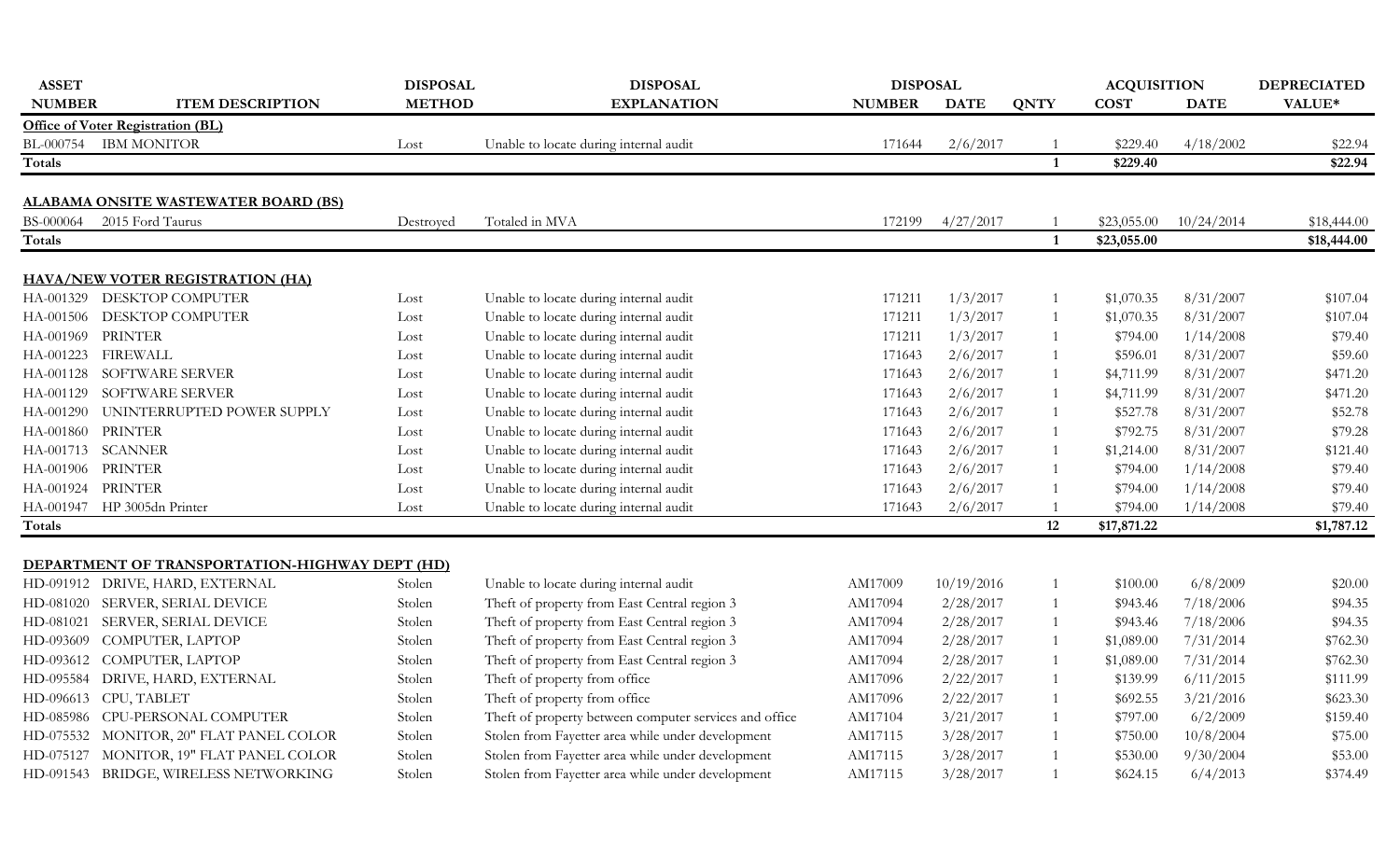| ASSET NUMBER | ITEM DESCRIPTION | DISPOSAL METHOD | DISPOSAL EXPLANATION | DISPOSAL NUMBER | DISPOSAL DATE | QNTY | ACQUISITION COST | ACQUISITION DATE | DEPRECIATED VALUE* |
|---|---|---|---|---|---|---|---|---|---|
| **Office of Voter Registration (BL)** | | | | | | | | | |
| BL-000754 | IBM MONITOR | Lost | Unable to locate during internal audit | 171644 | 2/6/2017 | 1 | $229.40 | 4/18/2002 | $22.94 |
| **Totals** | | | | | | **1** | **$229.40** | | **$22.94** |
| **ALABAMA ONSITE WASTEWATER BOARD (BS)** | | | | | | | | | |
| BS-000064 | 2015 Ford Taurus | Destroyed | Totaled in MVA | 172199 | 4/27/2017 | 1 | $23,055.00 | 10/24/2014 | $18,444.00 |
| **Totals** | | | | | | **1** | **$23,055.00** | | **$18,444.00** |
| **HAVA/NEW VOTER REGISTRATION (HA)** | | | | | | | | | |
| HA-001329 | DESKTOP COMPUTER | Lost | Unable to locate during internal audit | 171211 | 1/3/2017 | 1 | $1,070.35 | 8/31/2007 | $107.04 |
| HA-001506 | DESKTOP COMPUTER | Lost | Unable to locate during internal audit | 171211 | 1/3/2017 | 1 | $1,070.35 | 8/31/2007 | $107.04 |
| HA-001969 | PRINTER | Lost | Unable to locate during internal audit | 171211 | 1/3/2017 | 1 | $794.00 | 1/14/2008 | $79.40 |
| HA-001223 | FIREWALL | Lost | Unable to locate during internal audit | 171643 | 2/6/2017 | 1 | $596.01 | 8/31/2007 | $59.60 |
| HA-001128 | SOFTWARE SERVER | Lost | Unable to locate during internal audit | 171643 | 2/6/2017 | 1 | $4,711.99 | 8/31/2007 | $471.20 |
| HA-001129 | SOFTWARE SERVER | Lost | Unable to locate during internal audit | 171643 | 2/6/2017 | 1 | $4,711.99 | 8/31/2007 | $471.20 |
| HA-001290 | UNINTERRUPTED POWER SUPPLY | Lost | Unable to locate during internal audit | 171643 | 2/6/2017 | 1 | $527.78 | 8/31/2007 | $52.78 |
| HA-001860 | PRINTER | Lost | Unable to locate during internal audit | 171643 | 2/6/2017 | 1 | $792.75 | 8/31/2007 | $79.28 |
| HA-001713 | SCANNER | Lost | Unable to locate during internal audit | 171643 | 2/6/2017 | 1 | $1,214.00 | 8/31/2007 | $121.40 |
| HA-001906 | PRINTER | Lost | Unable to locate during internal audit | 171643 | 2/6/2017 | 1 | $794.00 | 1/14/2008 | $79.40 |
| HA-001924 | PRINTER | Lost | Unable to locate during internal audit | 171643 | 2/6/2017 | 1 | $794.00 | 1/14/2008 | $79.40 |
| HA-001947 | HP 3005dn Printer | Lost | Unable to locate during internal audit | 171643 | 2/6/2017 | 1 | $794.00 | 1/14/2008 | $79.40 |
| **Totals** | | | | | | **12** | **$17,871.22** | | **$1,787.12** |
| **DEPARTMENT OF TRANSPORTATION-HIGHWAY DEPT (HD)** | | | | | | | | | |
| HD-091912 | DRIVE, HARD, EXTERNAL | Stolen | Unable to locate during internal audit | AM17009 | 10/19/2016 | 1 | $100.00 | 6/8/2009 | $20.00 |
| HD-081020 | SERVER, SERIAL DEVICE | Stolen | Theft of property from East Central region 3 | AM17094 | 2/28/2017 | 1 | $943.46 | 7/18/2006 | $94.35 |
| HD-081021 | SERVER, SERIAL DEVICE | Stolen | Theft of property from East Central region 3 | AM17094 | 2/28/2017 | 1 | $943.46 | 7/18/2006 | $94.35 |
| HD-093609 | COMPUTER, LAPTOP | Stolen | Theft of property from East Central region 3 | AM17094 | 2/28/2017 | 1 | $1,089.00 | 7/31/2014 | $762.30 |
| HD-093612 | COMPUTER, LAPTOP | Stolen | Theft of property from East Central region 3 | AM17094 | 2/28/2017 | 1 | $1,089.00 | 7/31/2014 | $762.30 |
| HD-095584 | DRIVE, HARD, EXTERNAL | Stolen | Theft of property from office | AM17096 | 2/22/2017 | 1 | $139.99 | 6/11/2015 | $111.99 |
| HD-096613 | CPU, TABLET | Stolen | Theft of property from office | AM17096 | 2/22/2017 | 1 | $692.55 | 3/21/2016 | $623.30 |
| HD-085986 | CPU-PERSONAL COMPUTER | Stolen | Theft of property between computer services and office | AM17104 | 3/21/2017 | 1 | $797.00 | 6/2/2009 | $159.40 |
| HD-075532 | MONITOR, 20" FLAT PANEL COLOR | Stolen | Stolen from Fayetter area while under development | AM17115 | 3/28/2017 | 1 | $750.00 | 10/8/2004 | $75.00 |
| HD-075127 | MONITOR, 19" FLAT PANEL COLOR | Stolen | Stolen from Fayetter area while under development | AM17115 | 3/28/2017 | 1 | $530.00 | 9/30/2004 | $53.00 |
| HD-091543 | BRIDGE, WIRELESS NETWORKING | Stolen | Stolen from Fayetter area while under development | AM17115 | 3/28/2017 | 1 | $624.15 | 6/4/2013 | $374.49 |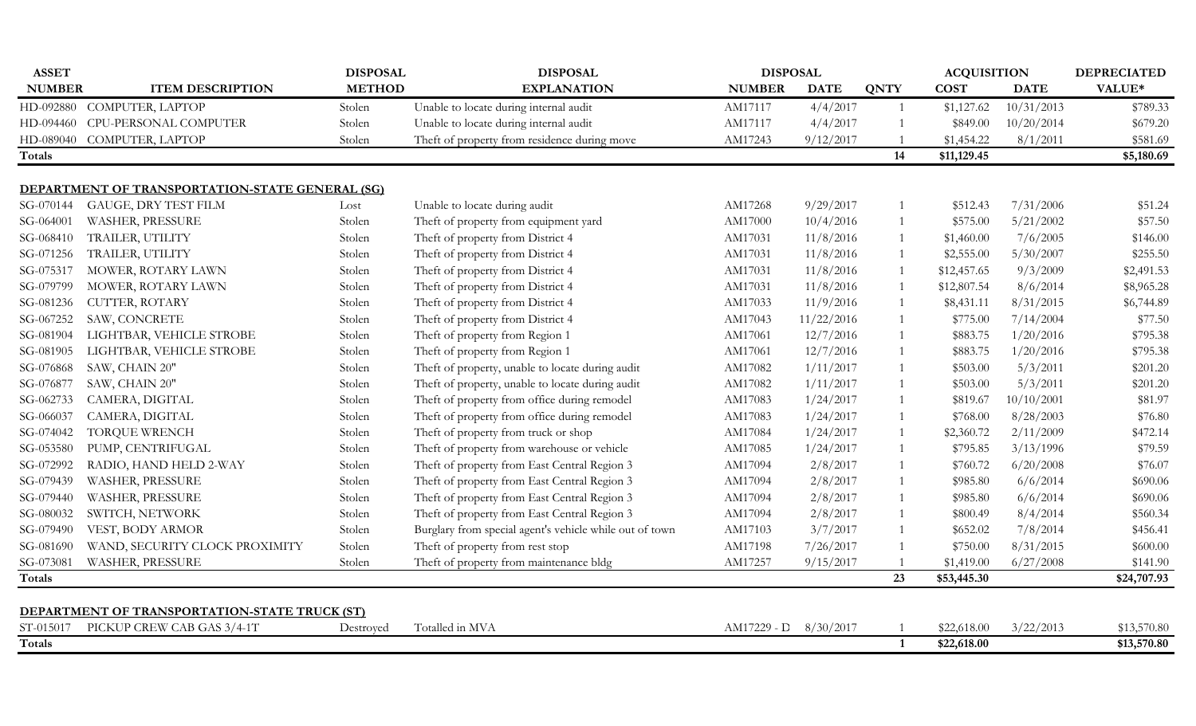| ASSET NUMBER | ITEM DESCRIPTION | DISPOSAL METHOD | DISPOSAL EXPLANATION | DISPOSAL NUMBER | DISPOSAL DATE | QNTY | ACQUISITION COST | ACQUISITION DATE | DEPRECIATED VALUE* |
|---|---|---|---|---|---|---|---|---|---|
| HD-092880 | COMPUTER, LAPTOP | Stolen | Unable to locate during internal audit | AM17117 | 4/4/2017 | 1 | $1,127.62 | 10/31/2013 | $789.33 |
| HD-094460 | CPU-PERSONAL COMPUTER | Stolen | Unable to locate during internal audit | AM17117 | 4/4/2017 | 1 | $849.00 | 10/20/2014 | $679.20 |
| HD-089040 | COMPUTER, LAPTOP | Stolen | Theft of property from residence during move | AM17243 | 9/12/2017 | 1 | $1,454.22 | 8/1/2011 | $581.69 |
| **Totals** | | | | | | **14** | **$11,129.45** | | **$5,180.69** |
| **DEPARTMENT OF TRANSPORTATION-STATE GENERAL (SG)** | | | | | | | | | |
| SG-070144 | GAUGE, DRY TEST FILM | Lost | Unable to locate during audit | AM17268 | 9/29/2017 | 1 | $512.43 | 7/31/2006 | $51.24 |
| SG-064001 | WASHER, PRESSURE | Stolen | Theft of property from equipment yard | AM17000 | 10/4/2016 | 1 | $575.00 | 5/21/2002 | $57.50 |
| SG-068410 | TRAILER, UTILITY | Stolen | Theft of property from District 4 | AM17031 | 11/8/2016 | 1 | $1,460.00 | 7/6/2005 | $146.00 |
| SG-071256 | TRAILER, UTILITY | Stolen | Theft of property from District 4 | AM17031 | 11/8/2016 | 1 | $2,555.00 | 5/30/2007 | $255.50 |
| SG-075317 | MOWER, ROTARY LAWN | Stolen | Theft of property from District 4 | AM17031 | 11/8/2016 | 1 | $12,457.65 | 9/3/2009 | $2,491.53 |
| SG-079799 | MOWER, ROTARY LAWN | Stolen | Theft of property from District 4 | AM17031 | 11/8/2016 | 1 | $12,807.54 | 8/6/2014 | $8,965.28 |
| SG-081236 | CUTTER, ROTARY | Stolen | Theft of property from District 4 | AM17033 | 11/9/2016 | 1 | $8,431.11 | 8/31/2015 | $6,744.89 |
| SG-067252 | SAW, CONCRETE | Stolen | Theft of property from District 4 | AM17043 | 11/22/2016 | 1 | $775.00 | 7/14/2004 | $77.50 |
| SG-081904 | LIGHTBAR, VEHICLE STROBE | Stolen | Theft of property from Region 1 | AM17061 | 12/7/2016 | 1 | $883.75 | 1/20/2016 | $795.38 |
| SG-081905 | LIGHTBAR, VEHICLE STROBE | Stolen | Theft of property from Region 1 | AM17061 | 12/7/2016 | 1 | $883.75 | 1/20/2016 | $795.38 |
| SG-076868 | SAW, CHAIN 20" | Stolen | Theft of property, unable to locate during audit | AM17082 | 1/11/2017 | 1 | $503.00 | 5/3/2011 | $201.20 |
| SG-076877 | SAW, CHAIN 20" | Stolen | Theft of property, unable to locate during audit | AM17082 | 1/11/2017 | 1 | $503.00 | 5/3/2011 | $201.20 |
| SG-062733 | CAMERA, DIGITAL | Stolen | Theft of property from office during remodel | AM17083 | 1/24/2017 | 1 | $819.67 | 10/10/2001 | $81.97 |
| SG-066037 | CAMERA, DIGITAL | Stolen | Theft of property from office during remodel | AM17083 | 1/24/2017 | 1 | $768.00 | 8/28/2003 | $76.80 |
| SG-074042 | TORQUE WRENCH | Stolen | Theft of property from truck or shop | AM17084 | 1/24/2017 | 1 | $2,360.72 | 2/11/2009 | $472.14 |
| SG-053580 | PUMP, CENTRIFUGAL | Stolen | Theft of property from warehouse or vehicle | AM17085 | 1/24/2017 | 1 | $795.85 | 3/13/1996 | $79.59 |
| SG-072992 | RADIO, HAND HELD 2-WAY | Stolen | Theft of property from East Central Region 3 | AM17094 | 2/8/2017 | 1 | $760.72 | 6/20/2008 | $76.07 |
| SG-079439 | WASHER, PRESSURE | Stolen | Theft of property from East Central Region 3 | AM17094 | 2/8/2017 | 1 | $985.80 | 6/6/2014 | $690.06 |
| SG-079440 | WASHER, PRESSURE | Stolen | Theft of property from East Central Region 3 | AM17094 | 2/8/2017 | 1 | $985.80 | 6/6/2014 | $690.06 |
| SG-080032 | SWITCH, NETWORK | Stolen | Theft of property from East Central Region 3 | AM17094 | 2/8/2017 | 1 | $800.49 | 8/4/2014 | $560.34 |
| SG-079490 | VEST, BODY ARMOR | Stolen | Burglary from special agent's vehicle while out of town | AM17103 | 3/7/2017 | 1 | $652.02 | 7/8/2014 | $456.41 |
| SG-081690 | WAND, SECURITY CLOCK PROXIMITY | Stolen | Theft of property from rest stop | AM17198 | 7/26/2017 | 1 | $750.00 | 8/31/2015 | $600.00 |
| SG-073081 | WASHER, PRESSURE | Stolen | Theft of property from maintenance bldg | AM17257 | 9/15/2017 | 1 | $1,419.00 | 6/27/2008 | $141.90 |
| **Totals** | | | | | | **23** | **$53,445.30** | | **$24,707.93** |
| **DEPARTMENT OF TRANSPORTATION-STATE TRUCK (ST)** | | | | | | | | | |
| ST-015017 | PICKUP CREW CAB GAS 3/4-1T | Destroyed | Totalled in MVA | AM17229 - D | 8/30/2017 | 1 | $22,618.00 | 3/22/2013 | $13,570.80 |
| **Totals** | | | | | | **1** | **$22,618.00** | | **$13,570.80** |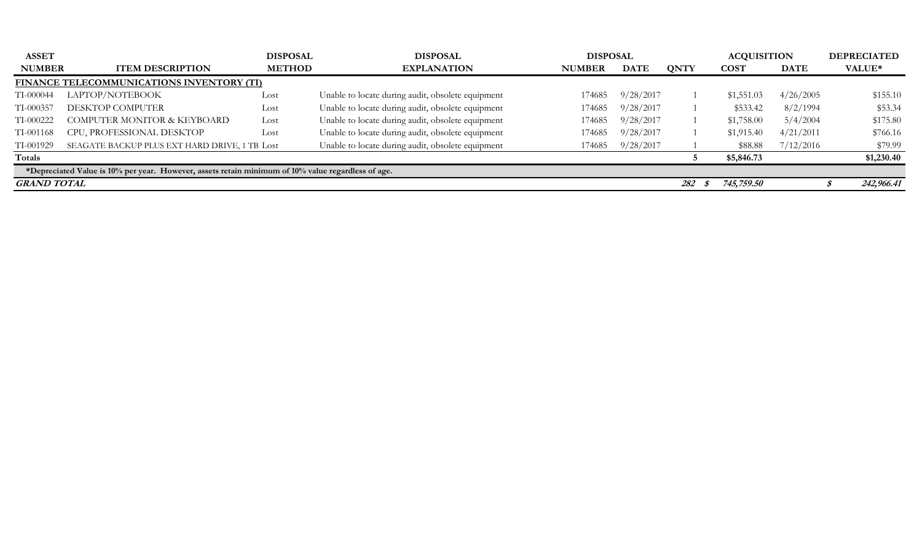| ASSET NUMBER | ITEM DESCRIPTION | DISPOSAL METHOD | DISPOSAL EXPLANATION | DISPOSAL NUMBER | DISPOSAL DATE | QNTY | ACQUISITION COST | ACQUISITION DATE | DEPRECIATED VALUE* |
|---|---|---|---|---|---|---|---|---|---|
| **FINANCE TELECOMMUNICATIONS INVENTORY (TI)** | | | | | | | | | |
| TI-000044 | LAPTOP/NOTEBOOK | Lost | Unable to locate during audit, obsolete equipment | 174685 | 9/28/2017 | 1 | $1,551.03 | 4/26/2005 | $155.10 |
| TI-000357 | DESKTOP COMPUTER | Lost | Unable to locate during audit, obsolete equipment | 174685 | 9/28/2017 | 1 | $533.42 | 8/2/1994 | $53.34 |
| TI-000222 | COMPUTER MONITOR & KEYBOARD | Lost | Unable to locate during audit, obsolete equipment | 174685 | 9/28/2017 | 1 | $1,758.00 | 5/4/2004 | $175.80 |
| TI-001168 | CPU, PROFESSIONAL DESKTOP | Lost | Unable to locate during audit, obsolete equipment | 174685 | 9/28/2017 | 1 | $1,915.40 | 4/21/2011 | $766.16 |
| TI-001929 | SEAGATE BACKUP PLUS EXT HARD DRIVE, 1 TB | Lost | Unable to locate during audit, obsolete equipment | 174685 | 9/28/2017 | 1 | $88.88 | 7/12/2016 | $79.99 |
| **Totals** | | | | | | **5** | **$5,846.73** | | **$1,230.40** |
| ***Depreciated Value is 10% per year. However, assets retain minimum of 10% value regardless of age.** | | | | | | | | | |
| ***GRAND TOTAL*** | | | | | | ***282*** | ***$ 745,759.50*** | | ***$ 242,966.41*** |